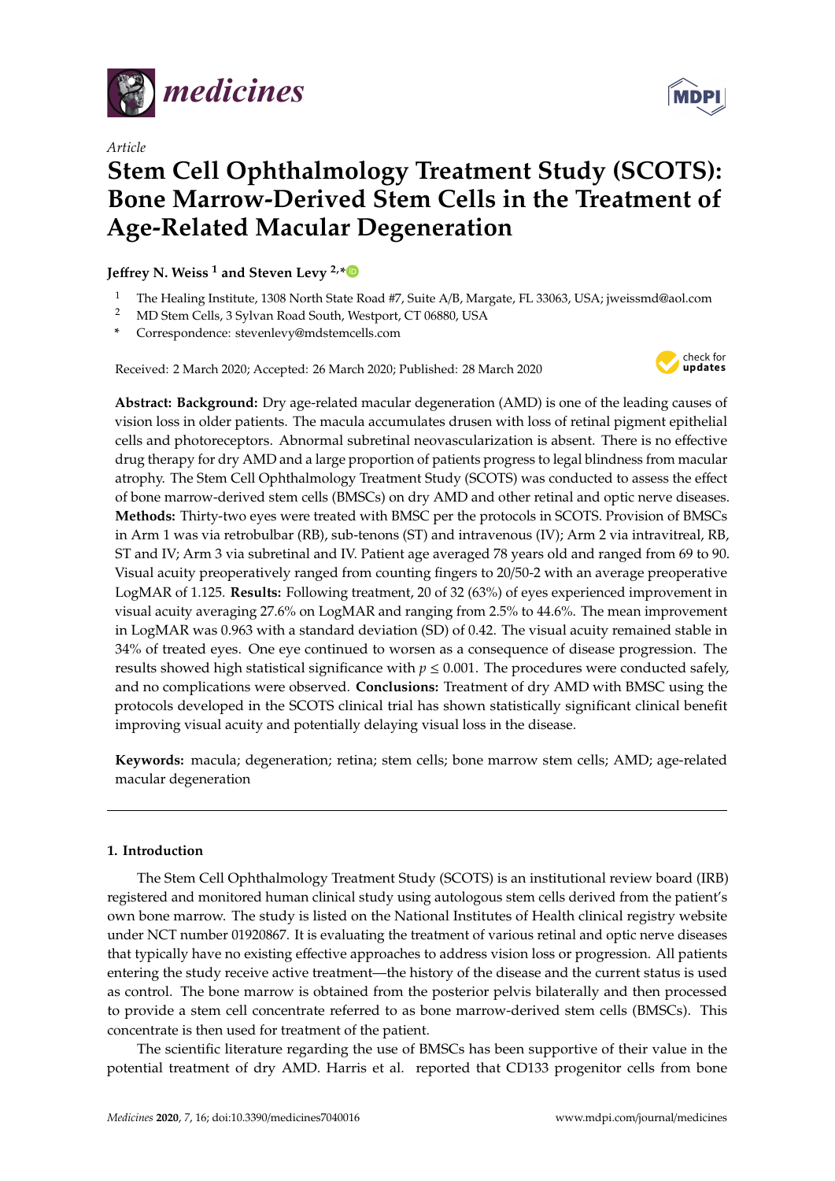*Article*

# Stem Cell Ophthalmology Treatment Study (SCOTS): Bone Marrow-Derived Stem Cells in the Treatment of Age-Related Macular Degeneration

**Jeffrey N. Weiss [1] and Steven Levy [2,*]**

[1] The Healing Institute, 1308 North State Road #7, Suite A/B, Margate, FL 33063, USA; jweissmd@aol.com

[2] MD Stem Cells, 3 Sylvan Road South, Westport, CT 06880, USA

\* Correspondence: stevenlevy@mdstemcells.com

Received: 2 March 2020; Accepted: 26 March 2020; Published: 28 March 2020

**Abstract: Background:** Dry age-related macular degeneration (AMD) is one of the leading causes of vision loss in older patients. The macula accumulates drusen with loss of retinal pigment epithelial cells and photoreceptors. Abnormal subretinal neovascularization is absent. There is no effective drug therapy for dry AMD and a large proportion of patients progress to legal blindness from macular atrophy. The Stem Cell Ophthalmology Treatment Study (SCOTS) was conducted to assess the effect of bone marrow-derived stem cells (BMSCs) on dry AMD and other retinal and optic nerve diseases. **Methods:** Thirty-two eyes were treated with BMSC per the protocols in SCOTS. Provision of BMSCs in Arm 1 was via retrobulbar (RB), sub-tenons (ST) and intravenous (IV); Arm 2 via intravitreal, RB, ST and IV; Arm 3 via subretinal and IV. Patient age averaged 78 years old and ranged from 69 to 90. Visual acuity preoperatively ranged from counting fingers to 20/50-2 with an average preoperative LogMAR of 1.125. **Results:** Following treatment, 20 of 32 (63%) of eyes experienced improvement in visual acuity averaging 27.6% on LogMAR and ranging from 2.5% to 44.6%. The mean improvement in LogMAR was 0.963 with a standard deviation (SD) of 0.42. The visual acuity remained stable in 34% of treated eyes. One eye continued to worsen as a consequence of disease progression. The results showed high statistical significance with $p \leq 0.001$. The procedures were conducted safely, and no complications were observed. **Conclusions:** Treatment of dry AMD with BMSC using the protocols developed in the SCOTS clinical trial has shown statistically significant clinical benefit improving visual acuity and potentially delaying visual loss in the disease.

**Keywords:** macula; degeneration; retina; stem cells; bone marrow stem cells; AMD; age-related macular degeneration

## 1. Introduction

The Stem Cell Ophthalmology Treatment Study (SCOTS) is an institutional review board (IRB) registered and monitored human clinical study using autologous stem cells derived from the patient's own bone marrow. The study is listed on the National Institutes of Health clinical registry website under NCT number 01920867. It is evaluating the treatment of various retinal and optic nerve diseases that typically have no existing effective approaches to address vision loss or progression. All patients entering the study receive active treatment—the history of the disease and the current status is used as control. The bone marrow is obtained from the posterior pelvis bilaterally and then processed to provide a stem cell concentrate referred to as bone marrow-derived stem cells (BMSCs). This concentrate is then used for treatment of the patient.

The scientific literature regarding the use of BMSCs has been supportive of their value in the potential treatment of dry AMD. Harris et al. reported that CD133 progenitor cells from bone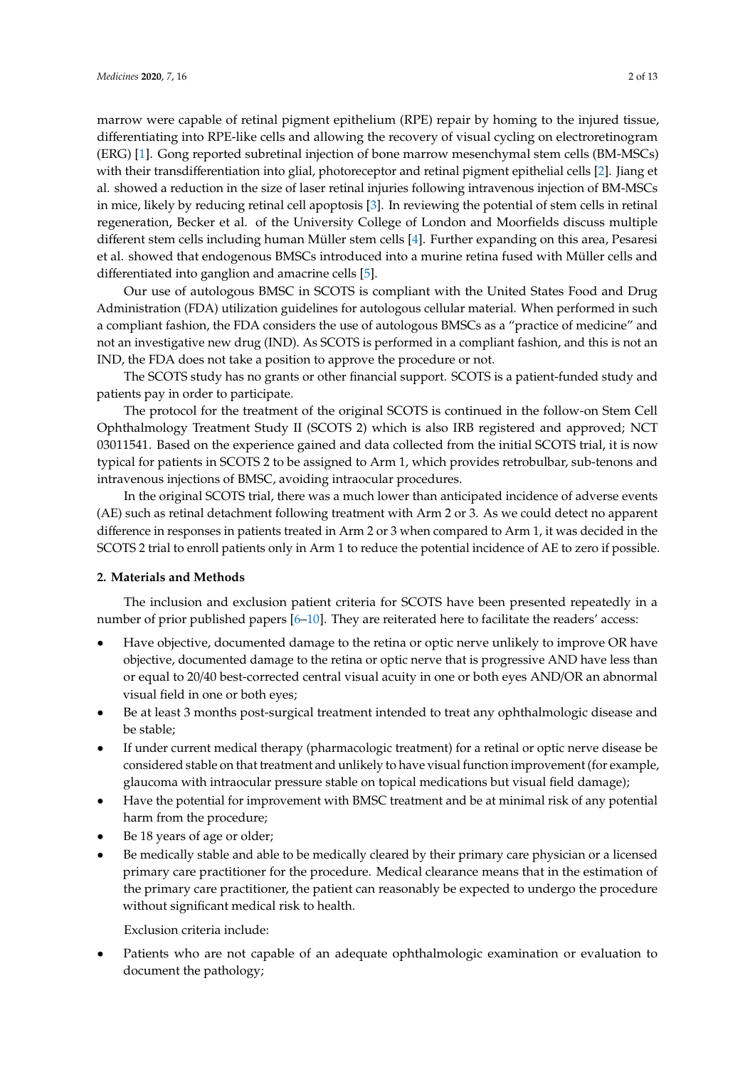marrow were capable of retinal pigment epithelium (RPE) repair by homing to the injured tissue, differentiating into RPE-like cells and allowing the recovery of visual cycling on electroretinogram (ERG) [1]. Gong reported subretinal injection of bone marrow mesenchymal stem cells (BM-MSCs) with their transdifferentiation into glial, photoreceptor and retinal pigment epithelial cells [2]. Jiang et al. showed a reduction in the size of laser retinal injuries following intravenous injection of BM-MSCs in mice, likely by reducing retinal cell apoptosis [3]. In reviewing the potential of stem cells in retinal regeneration, Becker et al. of the University College of London and Moorfields discuss multiple different stem cells including human Müller stem cells [4]. Further expanding on this area, Pesaresi et al. showed that endogenous BMSCs introduced into a murine retina fused with Müller cells and differentiated into ganglion and amacrine cells [5].

Our use of autologous BMSC in SCOTS is compliant with the United States Food and Drug Administration (FDA) utilization guidelines for autologous cellular material. When performed in such a compliant fashion, the FDA considers the use of autologous BMSCs as a "practice of medicine" and not an investigative new drug (IND). As SCOTS is performed in a compliant fashion, and this is not an IND, the FDA does not take a position to approve the procedure or not.

The SCOTS study has no grants or other financial support. SCOTS is a patient-funded study and patients pay in order to participate.

The protocol for the treatment of the original SCOTS is continued in the follow-on Stem Cell Ophthalmology Treatment Study II (SCOTS 2) which is also IRB registered and approved; NCT 03011541. Based on the experience gained and data collected from the initial SCOTS trial, it is now typical for patients in SCOTS 2 to be assigned to Arm 1, which provides retrobulbar, sub-tenons and intravenous injections of BMSC, avoiding intraocular procedures.

In the original SCOTS trial, there was a much lower than anticipated incidence of adverse events (AE) such as retinal detachment following treatment with Arm 2 or 3. As we could detect no apparent difference in responses in patients treated in Arm 2 or 3 when compared to Arm 1, it was decided in the SCOTS 2 trial to enroll patients only in Arm 1 to reduce the potential incidence of AE to zero if possible.

## 2. Materials and Methods

The inclusion and exclusion patient criteria for SCOTS have been presented repeatedly in a number of prior published papers [6–10]. They are reiterated here to facilitate the readers' access:

- Have objective, documented damage to the retina or optic nerve unlikely to improve OR have objective, documented damage to the retina or optic nerve that is progressive AND have less than or equal to 20/40 best-corrected central visual acuity in one or both eyes AND/OR an abnormal visual field in one or both eyes;
- Be at least 3 months post-surgical treatment intended to treat any ophthalmologic disease and be stable;
- If under current medical therapy (pharmacologic treatment) for a retinal or optic nerve disease be considered stable on that treatment and unlikely to have visual function improvement (for example, glaucoma with intraocular pressure stable on topical medications but visual field damage);
- Have the potential for improvement with BMSC treatment and be at minimal risk of any potential harm from the procedure;
- Be 18 years of age or older;
- Be medically stable and able to be medically cleared by their primary care physician or a licensed primary care practitioner for the procedure. Medical clearance means that in the estimation of the primary care practitioner, the patient can reasonably be expected to undergo the procedure without significant medical risk to health.

Exclusion criteria include:

- Patients who are not capable of an adequate ophthalmologic examination or evaluation to document the pathology;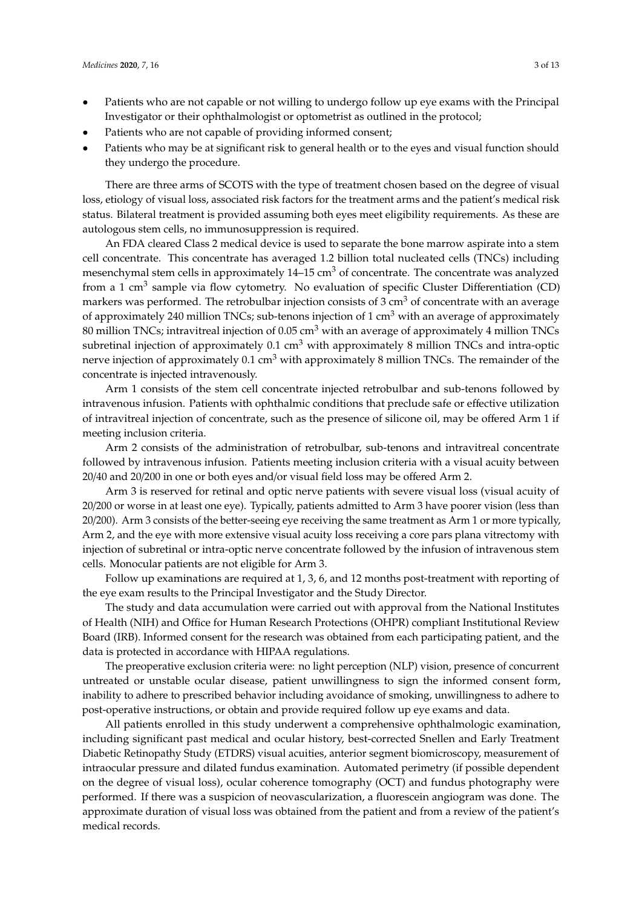- Patients who are not capable or not willing to undergo follow up eye exams with the Principal Investigator or their ophthalmologist or optometrist as outlined in the protocol;
- Patients who are not capable of providing informed consent;
- Patients who may be at significant risk to general health or to the eyes and visual function should they undergo the procedure.

There are three arms of SCOTS with the type of treatment chosen based on the degree of visual loss, etiology of visual loss, associated risk factors for the treatment arms and the patient's medical risk status. Bilateral treatment is provided assuming both eyes meet eligibility requirements. As these are autologous stem cells, no immunosuppression is required.

An FDA cleared Class 2 medical device is used to separate the bone marrow aspirate into a stem cell concentrate. This concentrate has averaged 1.2 billion total nucleated cells (TNCs) including mesenchymal stem cells in approximately 14–15 $cm^3$ of concentrate. The concentrate was analyzed from a 1 $cm^3$ sample via flow cytometry. No evaluation of specific Cluster Differentiation (CD) markers was performed. The retrobulbar injection consists of 3 $cm^3$ of concentrate with an average of approximately 240 million TNCs; sub-tenons injection of 1 $cm^3$ with an average of approximately 80 million TNCs; intravitreal injection of 0.05 $cm^3$ with an average of approximately 4 million TNCs subretinal injection of approximately 0.1 $cm^3$ with approximately 8 million TNCs and intra-optic nerve injection of approximately 0.1 $cm^3$ with approximately 8 million TNCs. The remainder of the concentrate is injected intravenously.

Arm 1 consists of the stem cell concentrate injected retrobulbar and sub-tenons followed by intravenous infusion. Patients with ophthalmic conditions that preclude safe or effective utilization of intravitreal injection of concentrate, such as the presence of silicone oil, may be offered Arm 1 if meeting inclusion criteria.

Arm 2 consists of the administration of retrobulbar, sub-tenons and intravitreal concentrate followed by intravenous infusion. Patients meeting inclusion criteria with a visual acuity between 20/40 and 20/200 in one or both eyes and/or visual field loss may be offered Arm 2.

Arm 3 is reserved for retinal and optic nerve patients with severe visual loss (visual acuity of 20/200 or worse in at least one eye). Typically, patients admitted to Arm 3 have poorer vision (less than 20/200). Arm 3 consists of the better-seeing eye receiving the same treatment as Arm 1 or more typically, Arm 2, and the eye with more extensive visual acuity loss receiving a core pars plana vitrectomy with injection of subretinal or intra-optic nerve concentrate followed by the infusion of intravenous stem cells. Monocular patients are not eligible for Arm 3.

Follow up examinations are required at 1, 3, 6, and 12 months post-treatment with reporting of the eye exam results to the Principal Investigator and the Study Director.

The study and data accumulation were carried out with approval from the National Institutes of Health (NIH) and Office for Human Research Protections (OHPR) compliant Institutional Review Board (IRB). Informed consent for the research was obtained from each participating patient, and the data is protected in accordance with HIPAA regulations.

The preoperative exclusion criteria were: no light perception (NLP) vision, presence of concurrent untreated or unstable ocular disease, patient unwillingness to sign the informed consent form, inability to adhere to prescribed behavior including avoidance of smoking, unwillingness to adhere to post-operative instructions, or obtain and provide required follow up eye exams and data.

All patients enrolled in this study underwent a comprehensive ophthalmologic examination, including significant past medical and ocular history, best-corrected Snellen and Early Treatment Diabetic Retinopathy Study (ETDRS) visual acuities, anterior segment biomicroscopy, measurement of intraocular pressure and dilated fundus examination. Automated perimetry (if possible dependent on the degree of visual loss), ocular coherence tomography (OCT) and fundus photography were performed. If there was a suspicion of neovascularization, a fluorescein angiogram was done. The approximate duration of visual loss was obtained from the patient and from a review of the patient's medical records.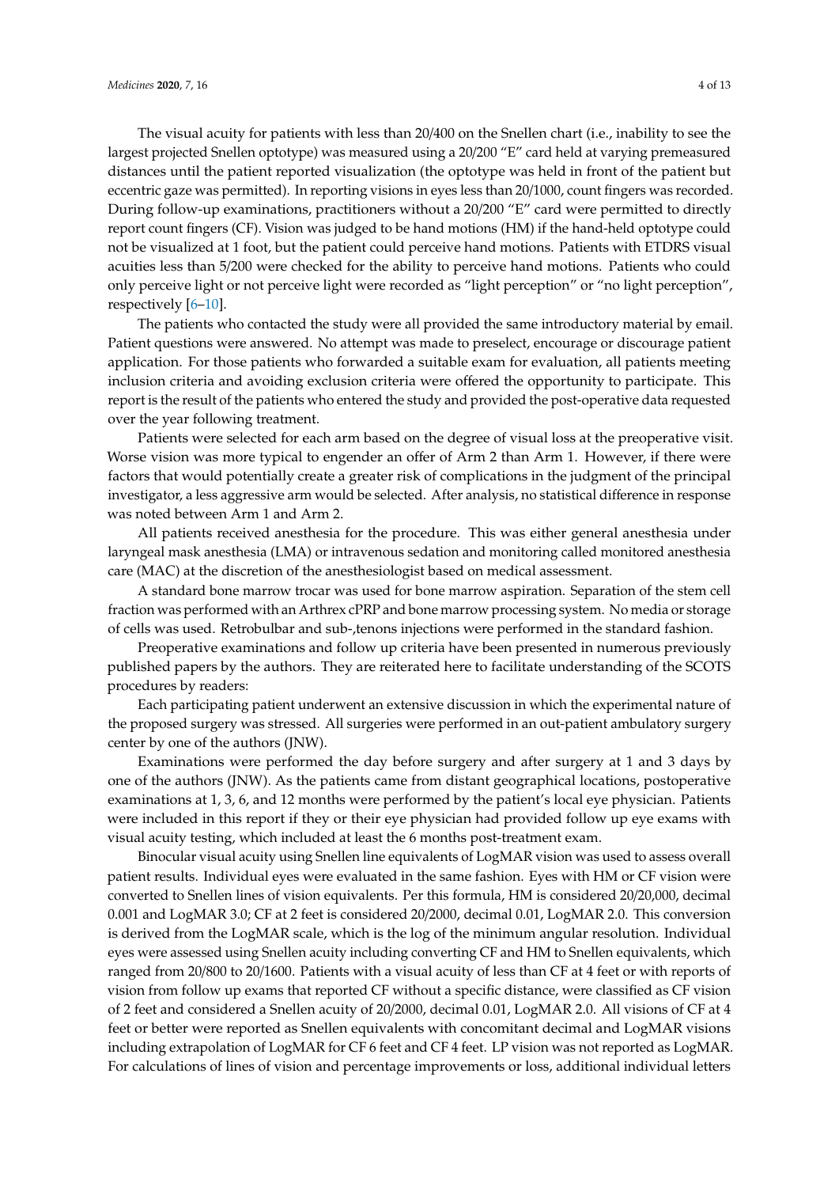The visual acuity for patients with less than 20/400 on the Snellen chart (i.e., inability to see the largest projected Snellen optotype) was measured using a 20/200 "E" card held at varying premeasured distances until the patient reported visualization (the optotype was held in front of the patient but eccentric gaze was permitted). In reporting visions in eyes less than 20/1000, count fingers was recorded. During follow-up examinations, practitioners without a 20/200 "E" card were permitted to directly report count fingers (CF). Vision was judged to be hand motions (HM) if the hand-held optotype could not be visualized at 1 foot, but the patient could perceive hand motions. Patients with ETDRS visual acuities less than 5/200 were checked for the ability to perceive hand motions. Patients who could only perceive light or not perceive light were recorded as "light perception" or "no light perception", respectively [6–10].

The patients who contacted the study were all provided the same introductory material by email. Patient questions were answered. No attempt was made to preselect, encourage or discourage patient application. For those patients who forwarded a suitable exam for evaluation, all patients meeting inclusion criteria and avoiding exclusion criteria were offered the opportunity to participate. This report is the result of the patients who entered the study and provided the post-operative data requested over the year following treatment.

Patients were selected for each arm based on the degree of visual loss at the preoperative visit. Worse vision was more typical to engender an offer of Arm 2 than Arm 1. However, if there were factors that would potentially create a greater risk of complications in the judgment of the principal investigator, a less aggressive arm would be selected. After analysis, no statistical difference in response was noted between Arm 1 and Arm 2.

All patients received anesthesia for the procedure. This was either general anesthesia under laryngeal mask anesthesia (LMA) or intravenous sedation and monitoring called monitored anesthesia care (MAC) at the discretion of the anesthesiologist based on medical assessment.

A standard bone marrow trocar was used for bone marrow aspiration. Separation of the stem cell fraction was performed with an Arthrex cPRP and bone marrow processing system. No media or storage of cells was used. Retrobulbar and sub-,tenons injections were performed in the standard fashion.

Preoperative examinations and follow up criteria have been presented in numerous previously published papers by the authors. They are reiterated here to facilitate understanding of the SCOTS procedures by readers:

Each participating patient underwent an extensive discussion in which the experimental nature of the proposed surgery was stressed. All surgeries were performed in an out-patient ambulatory surgery center by one of the authors (JNW).

Examinations were performed the day before surgery and after surgery at 1 and 3 days by one of the authors (JNW). As the patients came from distant geographical locations, postoperative examinations at 1, 3, 6, and 12 months were performed by the patient's local eye physician. Patients were included in this report if they or their eye physician had provided follow up eye exams with visual acuity testing, which included at least the 6 months post-treatment exam.

Binocular visual acuity using Snellen line equivalents of LogMAR vision was used to assess overall patient results. Individual eyes were evaluated in the same fashion. Eyes with HM or CF vision were converted to Snellen lines of vision equivalents. Per this formula, HM is considered 20/20,000, decimal 0.001 and LogMAR 3.0; CF at 2 feet is considered 20/2000, decimal 0.01, LogMAR 2.0. This conversion is derived from the LogMAR scale, which is the log of the minimum angular resolution. Individual eyes were assessed using Snellen acuity including converting CF and HM to Snellen equivalents, which ranged from 20/800 to 20/1600. Patients with a visual acuity of less than CF at 4 feet or with reports of vision from follow up exams that reported CF without a specific distance, were classified as CF vision of 2 feet and considered a Snellen acuity of 20/2000, decimal 0.01, LogMAR 2.0. All visions of CF at 4 feet or better were reported as Snellen equivalents with concomitant decimal and LogMAR visions including extrapolation of LogMAR for CF 6 feet and CF 4 feet. LP vision was not reported as LogMAR. For calculations of lines of vision and percentage improvements or loss, additional individual letters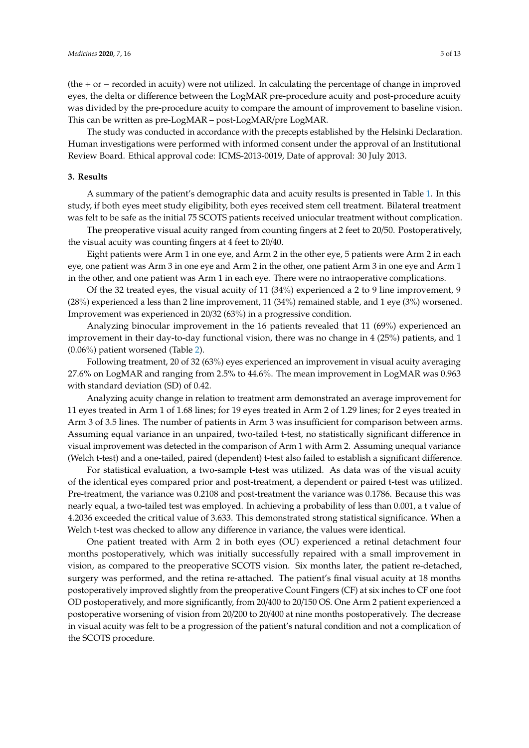(the + or − recorded in acuity) were not utilized. In calculating the percentage of change in improved eyes, the delta or difference between the LogMAR pre-procedure acuity and post-procedure acuity was divided by the pre-procedure acuity to compare the amount of improvement to baseline vision. This can be written as pre-LogMAR – post-LogMAR/pre LogMAR.

The study was conducted in accordance with the precepts established by the Helsinki Declaration. Human investigations were performed with informed consent under the approval of an Institutional Review Board. Ethical approval code: ICMS-2013-0019, Date of approval: 30 July 2013.

## 3. Results

A summary of the patient's demographic data and acuity results is presented in Table 1. In this study, if both eyes meet study eligibility, both eyes received stem cell treatment. Bilateral treatment was felt to be safe as the initial 75 SCOTS patients received uniocular treatment without complication.

The preoperative visual acuity ranged from counting fingers at 2 feet to 20/50. Postoperatively, the visual acuity was counting fingers at 4 feet to 20/40.

Eight patients were Arm 1 in one eye, and Arm 2 in the other eye, 5 patients were Arm 2 in each eye, one patient was Arm 3 in one eye and Arm 2 in the other, one patient Arm 3 in one eye and Arm 1 in the other, and one patient was Arm 1 in each eye. There were no intraoperative complications.

Of the 32 treated eyes, the visual acuity of 11 (34%) experienced a 2 to 9 line improvement, 9 (28%) experienced a less than 2 line improvement, 11 (34%) remained stable, and 1 eye (3%) worsened. Improvement was experienced in 20/32 (63%) in a progressive condition.

Analyzing binocular improvement in the 16 patients revealed that 11 (69%) experienced an improvement in their day-to-day functional vision, there was no change in 4 (25%) patients, and 1 (0.06%) patient worsened (Table 2).

Following treatment, 20 of 32 (63%) eyes experienced an improvement in visual acuity averaging 27.6% on LogMAR and ranging from 2.5% to 44.6%. The mean improvement in LogMAR was 0.963 with standard deviation (SD) of 0.42.

Analyzing acuity change in relation to treatment arm demonstrated an average improvement for 11 eyes treated in Arm 1 of 1.68 lines; for 19 eyes treated in Arm 2 of 1.29 lines; for 2 eyes treated in Arm 3 of 3.5 lines. The number of patients in Arm 3 was insufficient for comparison between arms. Assuming equal variance in an unpaired, two-tailed t-test, no statistically significant difference in visual improvement was detected in the comparison of Arm 1 with Arm 2. Assuming unequal variance (Welch t-test) and a one-tailed, paired (dependent) t-test also failed to establish a significant difference.

For statistical evaluation, a two-sample t-test was utilized. As data was of the visual acuity of the identical eyes compared prior and post-treatment, a dependent or paired t-test was utilized. Pre-treatment, the variance was 0.2108 and post-treatment the variance was 0.1786. Because this was nearly equal, a two-tailed test was employed. In achieving a probability of less than 0.001, a t value of 4.2036 exceeded the critical value of 3.633. This demonstrated strong statistical significance. When a Welch t-test was checked to allow any difference in variance, the values were identical.

One patient treated with Arm 2 in both eyes (OU) experienced a retinal detachment four months postoperatively, which was initially successfully repaired with a small improvement in vision, as compared to the preoperative SCOTS vision. Six months later, the patient re-detached, surgery was performed, and the retina re-attached. The patient's final visual acuity at 18 months postoperatively improved slightly from the preoperative Count Fingers (CF) at six inches to CF one foot OD postoperatively, and more significantly, from 20/400 to 20/150 OS. One Arm 2 patient experienced a postoperative worsening of vision from 20/200 to 20/400 at nine months postoperatively. The decrease in visual acuity was felt to be a progression of the patient's natural condition and not a complication of the SCOTS procedure.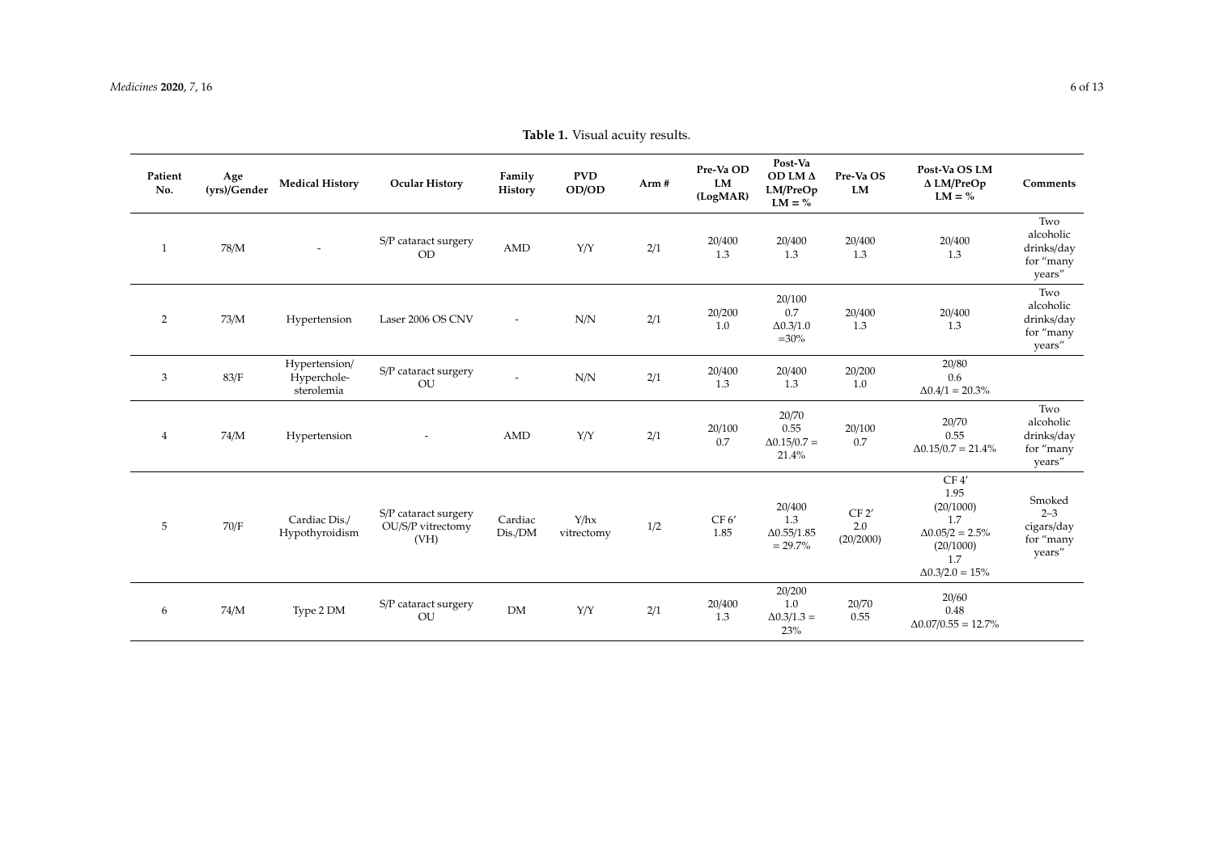**Table 1.** Visual acuity results.

| Patient No. | Age (yrs)/Gender | Medical History | Ocular History | Family History | PVD OD/OD | Arm # | Pre-Va OD LM (LogMAR) | Post-Va OD LM Δ LM/PreOp LM = % | Pre-Va OS LM | Post-Va OS LM Δ LM/PreOp LM = % | Comments |
|---|---|---|---|---|---|---|---|---|---|---|---|
| 1 | 78/M | - | S/P cataract surgery OD | AMD | Y/Y | 2/1 | 20/400 1.3 | 20/400 1.3 | 20/400 1.3 | 20/400 1.3 | Two alcoholic drinks/day for "many years" |
| 2 | 73/M | Hypertension | Laser 2006 OS CNV | - | N/N | 2/1 | 20/200 1.0 | 20/100 0.7 Δ0.3/1.0 =30% | 20/400 1.3 | 20/400 1.3 | Two alcoholic drinks/day for "many years" |
| 3 | 83/F | Hypertension/ Hypercholesterolemia | S/P cataract surgery OU | - | N/N | 2/1 | 20/400 1.3 | 20/400 1.3 | 20/200 1.0 | 20/80 0.6 Δ0.4/1 = 20.3% | |
| 4 | 74/M | Hypertension | - | AMD | Y/Y | 2/1 | 20/100 0.7 | 20/70 0.55 Δ0.15/0.7 = 21.4% | 20/100 0.7 | 20/70 0.55 Δ0.15/0.7 = 21.4% | Two alcoholic drinks/day for "many years" |
| 5 | 70/F | Cardiac Dis./ Hypothyroidism | S/P cataract surgery OU/S/P vitrectomy (VH) | Cardiac Dis./DM | Y/hx vitrectomy | 1/2 | CF 6′ 1.85 | 20/400 1.3 Δ0.55/1.85 = 29.7% | CF 2′ 2.0 (20/2000) | CF 4′ 1.95 (20/1000) 1.7 Δ0.05/2 = 2.5% (20/1000) 1.7 Δ0.3/2.0 = 15% | Smoked 2–3 cigars/day for "many years" |
| 6 | 74/M | Type 2 DM | S/P cataract surgery OU | DM | Y/Y | 2/1 | 20/400 1.3 | 20/200 1.0 Δ0.3/1.3 = 23% | 20/70 0.55 | 20/60 0.48 Δ0.07/0.55 = 12.7% | |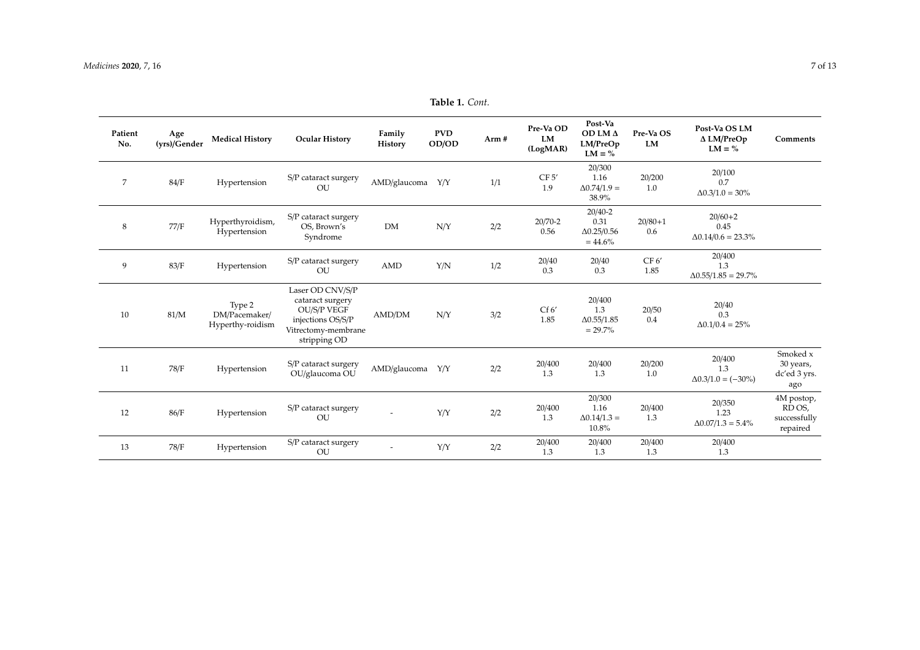**Table 1.** *Cont.*

| Patient No. | Age (yrs)/Gender | Medical History | Ocular History | Family History | PVD OD/OD | Arm # | Pre-Va OD LM (LogMAR) | Post-Va OD LM Δ LM/PreOp LM = % | Pre-Va OS LM | Post-Va OS LM Δ LM/PreOp LM = % | Comments |
|---|---|---|---|---|---|---|---|---|---|---|---|
| 7 | 84/F | Hypertension | S/P cataract surgery OU | AMD/glaucoma | Y/Y | 1/1 | CF 5′ 1.9 | 20/300 1.16 Δ0.74/1.9 = 38.9% | 20/200 1.0 | 20/100 0.7 Δ0.3/1.0 = 30% | |
| 8 | 77/F | Hyperthyroidism, Hypertension | S/P cataract surgery OS, Brown's Syndrome | DM | N/Y | 2/2 | 20/70-2 0.56 | 20/40-2 0.31 Δ0.25/0.56 = 44.6% | 20/80+1 0.6 | 20/60+2 0.45 Δ0.14/0.6 = 23.3% | |
| 9 | 83/F | Hypertension | S/P cataract surgery OU | AMD | Y/N | 1/2 | 20/40 0.3 | 20/40 0.3 | CF 6′ 1.85 | 20/400 1.3 Δ0.55/1.85 = 29.7% | |
| 10 | 81/M | Type 2 DM/Pacemaker/ Hyperthy-roidism | Laser OD CNV/S/P cataract surgery OU/S/P VEGF injections OS/S/P Vitrectomy-membrane stripping OD | AMD/DM | N/Y | 3/2 | Cf 6′ 1.85 | 20/400 1.3 Δ0.55/1.85 = 29.7% | 20/50 0.4 | 20/40 0.3 Δ0.1/0.4 = 25% | |
| 11 | 78/F | Hypertension | S/P cataract surgery OU/glaucoma OU | AMD/glaucoma | Y/Y | 2/2 | 20/400 1.3 | 20/400 1.3 | 20/200 1.0 | 20/400 1.3 Δ0.3/1.0 = (−30%) | Smoked x 30 years, dc'ed 3 yrs. ago |
| 12 | 86/F | Hypertension | S/P cataract surgery OU | - | Y/Y | 2/2 | 20/400 1.3 | 20/300 1.16 Δ0.14/1.3 = 10.8% | 20/400 1.3 | 20/350 1.23 Δ0.07/1.3 = 5.4% | 4M postop, RD OS, successfully repaired |
| 13 | 78/F | Hypertension | S/P cataract surgery OU | - | Y/Y | 2/2 | 20/400 1.3 | 20/400 1.3 | 20/400 1.3 | 20/400 1.3 | |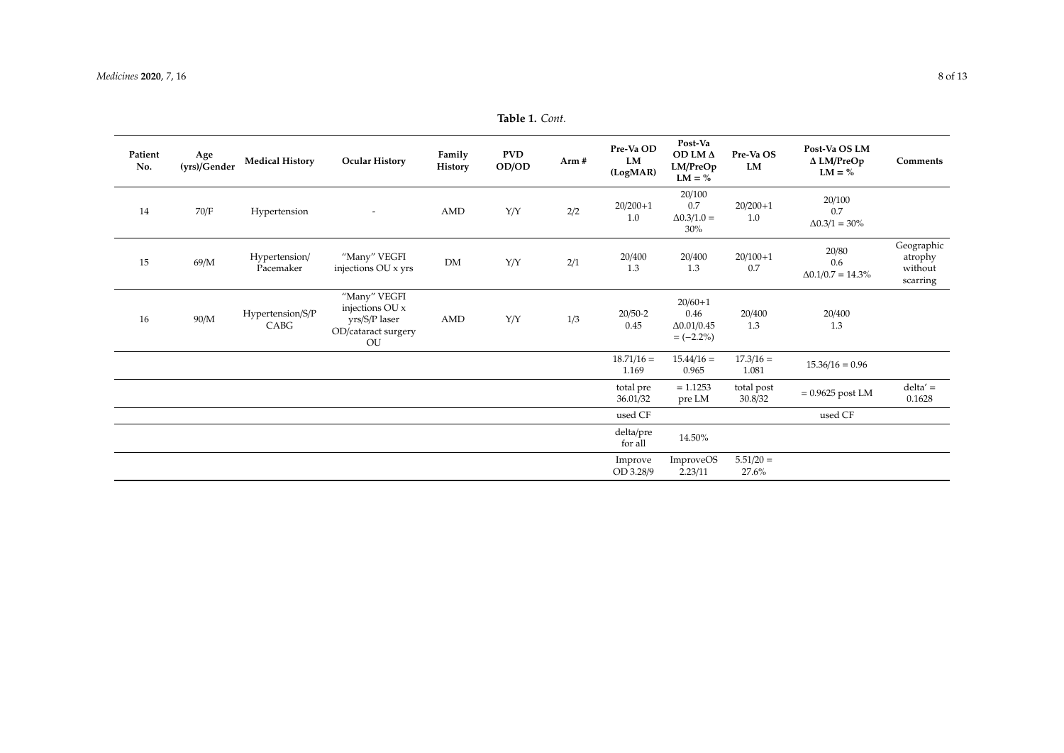**Table 1.** *Cont.*

| Patient No. | Age (yrs)/Gender | Medical History | Ocular History | Family History | PVD OD/OD | Arm # | Pre-Va OD LM (LogMAR) | Post-Va OD LM Δ LM/PreOp LM = % | Pre-Va OS LM | Post-Va OS LM Δ LM/PreOp LM = % | Comments |
|---|---|---|---|---|---|---|---|---|---|---|---|
| 14 | 70/F | Hypertension | - | AMD | Y/Y | 2/2 | 20/200+1 1.0 | 20/100 0.7 Δ0.3/1.0 = 30% | 20/200+1 1.0 | 20/100 0.7 Δ0.3/1 = 30% | |
| 15 | 69/M | Hypertension/ Pacemaker | "Many" VEGFI injections OU x yrs | DM | Y/Y | 2/1 | 20/400 1.3 | 20/400 1.3 | 20/100+1 0.7 | 20/80 0.6 Δ0.1/0.7 = 14.3% | Geographic atrophy without scarring |
| 16 | 90/M | Hypertension/S/P CABG | "Many" VEGFI injections OU x yrs/S/P laser OD/cataract surgery OU | AMD | Y/Y | 1/3 | 20/50-2 0.45 | 20/60+1 0.46 Δ0.01/0.45 = (−2.2%) | 20/400 1.3 | 20/400 1.3 | |
| | | | | | | | 18.71/16 = 1.169 | 15.44/16 = 0.965 | 17.3/16 = 1.081 | 15.36/16 = 0.96 | |
| | | | | | | | total pre 36.01/32 | = 1.1253 pre LM | total post 30.8/32 | = 0.9625 post LM | delta′ = 0.1628 |
| | | | | | | | used CF | | | used CF | |
| | | | | | | | delta/pre for all | 14.50% | | | |
| | | | | | | | Improve OD 3.28/9 | ImproveOS 2.23/11 | 5.51/20 = 27.6% | | |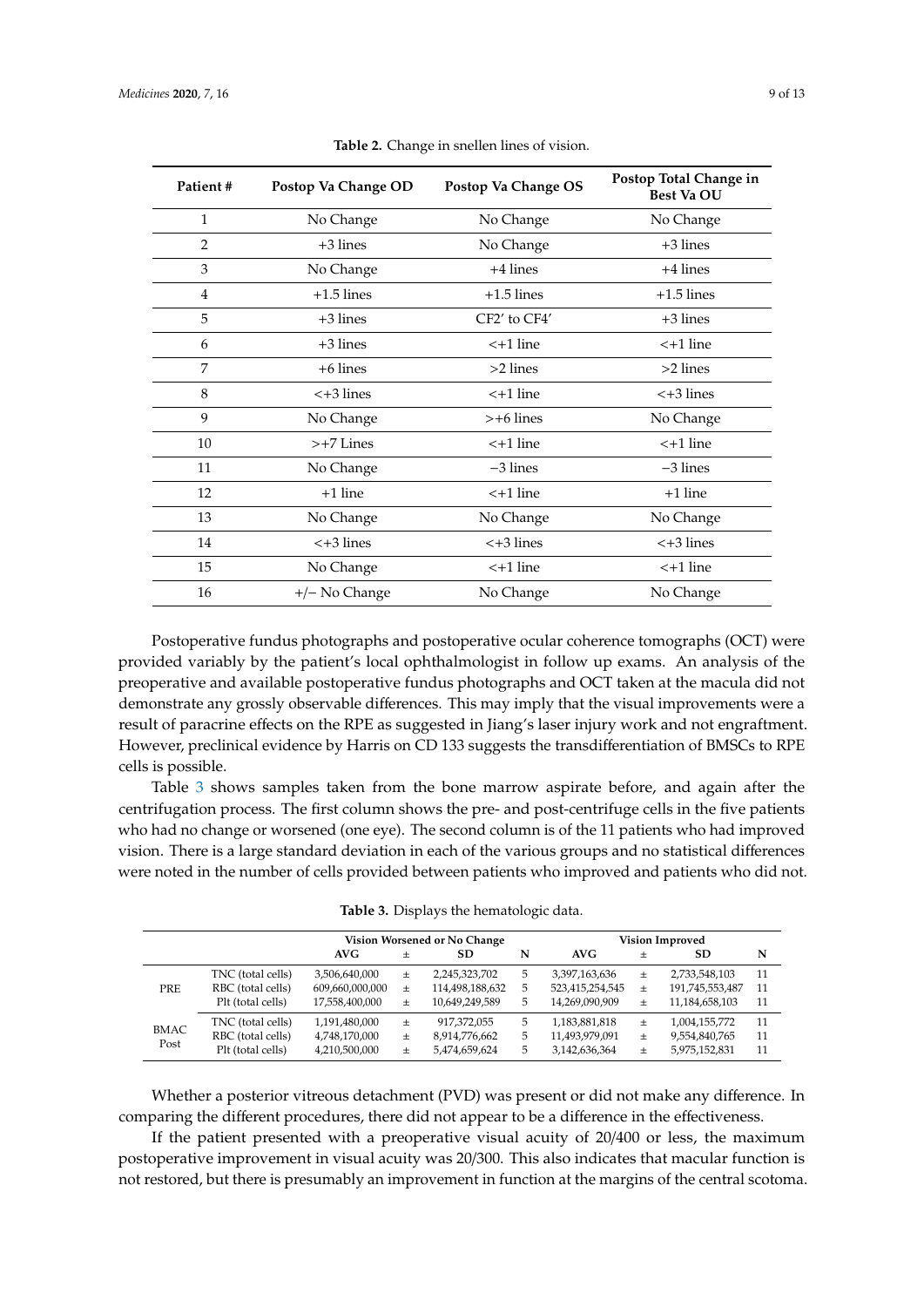**Table 2.** Change in snellen lines of vision.

| Patient # | Postop Va Change OD | Postop Va Change OS | Postop Total Change in Best Va OU |
|---|---|---|---|
| 1 | No Change | No Change | No Change |
| 2 | +3 lines | No Change | +3 lines |
| 3 | No Change | +4 lines | +4 lines |
| 4 | +1.5 lines | +1.5 lines | +1.5 lines |
| 5 | +3 lines | CF2′ to CF4′ | +3 lines |
| 6 | +3 lines | <+1 line | <+1 line |
| 7 | +6 lines | >2 lines | >2 lines |
| 8 | <+3 lines | <+1 line | <+3 lines |
| 9 | No Change | >+6 lines | No Change |
| 10 | >+7 Lines | <+1 line | <+1 line |
| 11 | No Change | −3 lines | −3 lines |
| 12 | +1 line | <+1 line | +1 line |
| 13 | No Change | No Change | No Change |
| 14 | <+3 lines | <+3 lines | <+3 lines |
| 15 | No Change | <+1 line | <+1 line |
| 16 | +/− No Change | No Change | No Change |

Postoperative fundus photographs and postoperative ocular coherence tomographs (OCT) were provided variably by the patient's local ophthalmologist in follow up exams. An analysis of the preoperative and available postoperative fundus photographs and OCT taken at the macula did not demonstrate any grossly observable differences. This may imply that the visual improvements were a result of paracrine effects on the RPE as suggested in Jiang's laser injury work and not engraftment. However, preclinical evidence by Harris on CD 133 suggests the transdifferentiation of BMSCs to RPE cells is possible.

Table 3 shows samples taken from the bone marrow aspirate before, and again after the centrifugation process. The first column shows the pre- and post-centrifuge cells in the five patients who had no change or worsened (one eye). The second column is of the 11 patients who had improved vision. There is a large standard deviation in each of the various groups and no statistical differences were noted in the number of cells provided between patients who improved and patients who did not.

**Table 3.** Displays the hematologic data.

| | | Vision Worsened or No Change | | | | Vision Improved | | | |
|---|---|---|---|---|---|---|---|---|---|
| | | AVG | ± | SD | N | AVG | ± | SD | N |
| PRE | TNC (total cells) | 3,506,640,000 | ± | 2,245,323,702 | 5 | 3,397,163,636 | ± | 2,733,548,103 | 11 |
| | RBC (total cells) | 609,660,000,000 | ± | 114,498,188,632 | 5 | 523,415,254,545 | ± | 191,745,553,487 | 11 |
| | Plt (total cells) | 17,558,400,000 | ± | 10,649,249,589 | 5 | 14,269,090,909 | ± | 11,184,658,103 | 11 |
| BMAC Post | TNC (total cells) | 1,191,480,000 | ± | 917,372,055 | 5 | 1,183,881,818 | ± | 1,004,155,772 | 11 |
| | RBC (total cells) | 4,748,170,000 | ± | 8,914,776,662 | 5 | 11,493,979,091 | ± | 9,554,840,765 | 11 |
| | Plt (total cells) | 4,210,500,000 | ± | 5,474,659,624 | 5 | 3,142,636,364 | ± | 5,975,152,831 | 11 |

Whether a posterior vitreous detachment (PVD) was present or did not make any difference. In comparing the different procedures, there did not appear to be a difference in the effectiveness.

If the patient presented with a preoperative visual acuity of 20/400 or less, the maximum postoperative improvement in visual acuity was 20/300. This also indicates that macular function is not restored, but there is presumably an improvement in function at the margins of the central scotoma.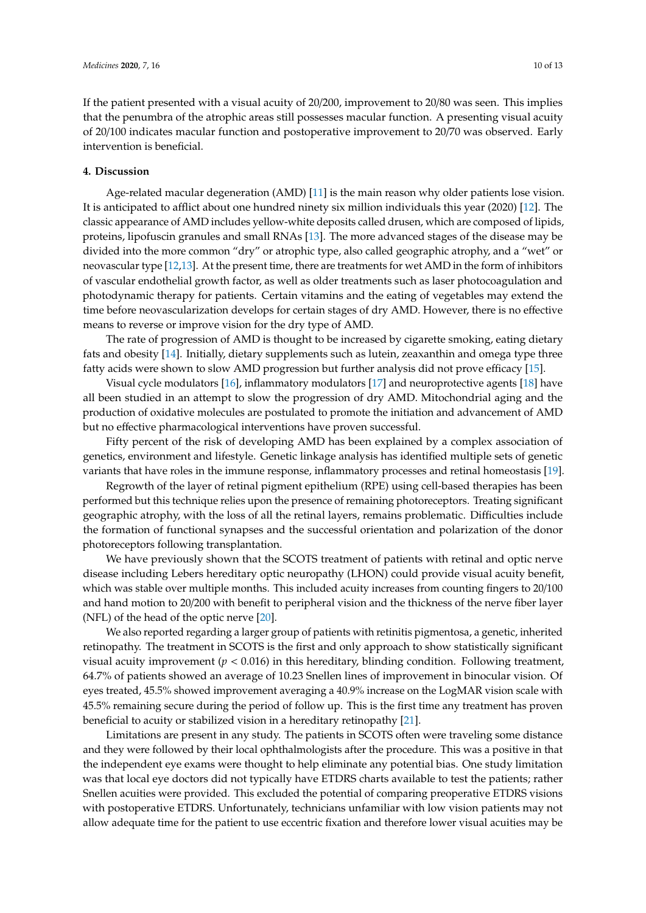If the patient presented with a visual acuity of 20/200, improvement to 20/80 was seen. This implies that the penumbra of the atrophic areas still possesses macular function. A presenting visual acuity of 20/100 indicates macular function and postoperative improvement to 20/70 was observed. Early intervention is beneficial.

## 4. Discussion

Age-related macular degeneration (AMD) [11] is the main reason why older patients lose vision. It is anticipated to afflict about one hundred ninety six million individuals this year (2020) [12]. The classic appearance of AMD includes yellow-white deposits called drusen, which are composed of lipids, proteins, lipofuscin granules and small RNAs [13]. The more advanced stages of the disease may be divided into the more common "dry" or atrophic type, also called geographic atrophy, and a "wet" or neovascular type [12,13]. At the present time, there are treatments for wet AMD in the form of inhibitors of vascular endothelial growth factor, as well as older treatments such as laser photocoagulation and photodynamic therapy for patients. Certain vitamins and the eating of vegetables may extend the time before neovascularization develops for certain stages of dry AMD. However, there is no effective means to reverse or improve vision for the dry type of AMD.

The rate of progression of AMD is thought to be increased by cigarette smoking, eating dietary fats and obesity [14]. Initially, dietary supplements such as lutein, zeaxanthin and omega type three fatty acids were shown to slow AMD progression but further analysis did not prove efficacy [15].

Visual cycle modulators [16], inflammatory modulators [17] and neuroprotective agents [18] have all been studied in an attempt to slow the progression of dry AMD. Mitochondrial aging and the production of oxidative molecules are postulated to promote the initiation and advancement of AMD but no effective pharmacological interventions have proven successful.

Fifty percent of the risk of developing AMD has been explained by a complex association of genetics, environment and lifestyle. Genetic linkage analysis has identified multiple sets of genetic variants that have roles in the immune response, inflammatory processes and retinal homeostasis [19].

Regrowth of the layer of retinal pigment epithelium (RPE) using cell-based therapies has been performed but this technique relies upon the presence of remaining photoreceptors. Treating significant geographic atrophy, with the loss of all the retinal layers, remains problematic. Difficulties include the formation of functional synapses and the successful orientation and polarization of the donor photoreceptors following transplantation.

We have previously shown that the SCOTS treatment of patients with retinal and optic nerve disease including Lebers hereditary optic neuropathy (LHON) could provide visual acuity benefit, which was stable over multiple months. This included acuity increases from counting fingers to 20/100 and hand motion to 20/200 with benefit to peripheral vision and the thickness of the nerve fiber layer (NFL) of the head of the optic nerve [20].

We also reported regarding a larger group of patients with retinitis pigmentosa, a genetic, inherited retinopathy. The treatment in SCOTS is the first and only approach to show statistically significant visual acuity improvement ($p < 0.016$) in this hereditary, blinding condition. Following treatment, 64.7% of patients showed an average of 10.23 Snellen lines of improvement in binocular vision. Of eyes treated, 45.5% showed improvement averaging a 40.9% increase on the LogMAR vision scale with 45.5% remaining secure during the period of follow up. This is the first time any treatment has proven beneficial to acuity or stabilized vision in a hereditary retinopathy [21].

Limitations are present in any study. The patients in SCOTS often were traveling some distance and they were followed by their local ophthalmologists after the procedure. This was a positive in that the independent eye exams were thought to help eliminate any potential bias. One study limitation was that local eye doctors did not typically have ETDRS charts available to test the patients; rather Snellen acuities were provided. This excluded the potential of comparing preoperative ETDRS visions with postoperative ETDRS. Unfortunately, technicians unfamiliar with low vision patients may not allow adequate time for the patient to use eccentric fixation and therefore lower visual acuities may be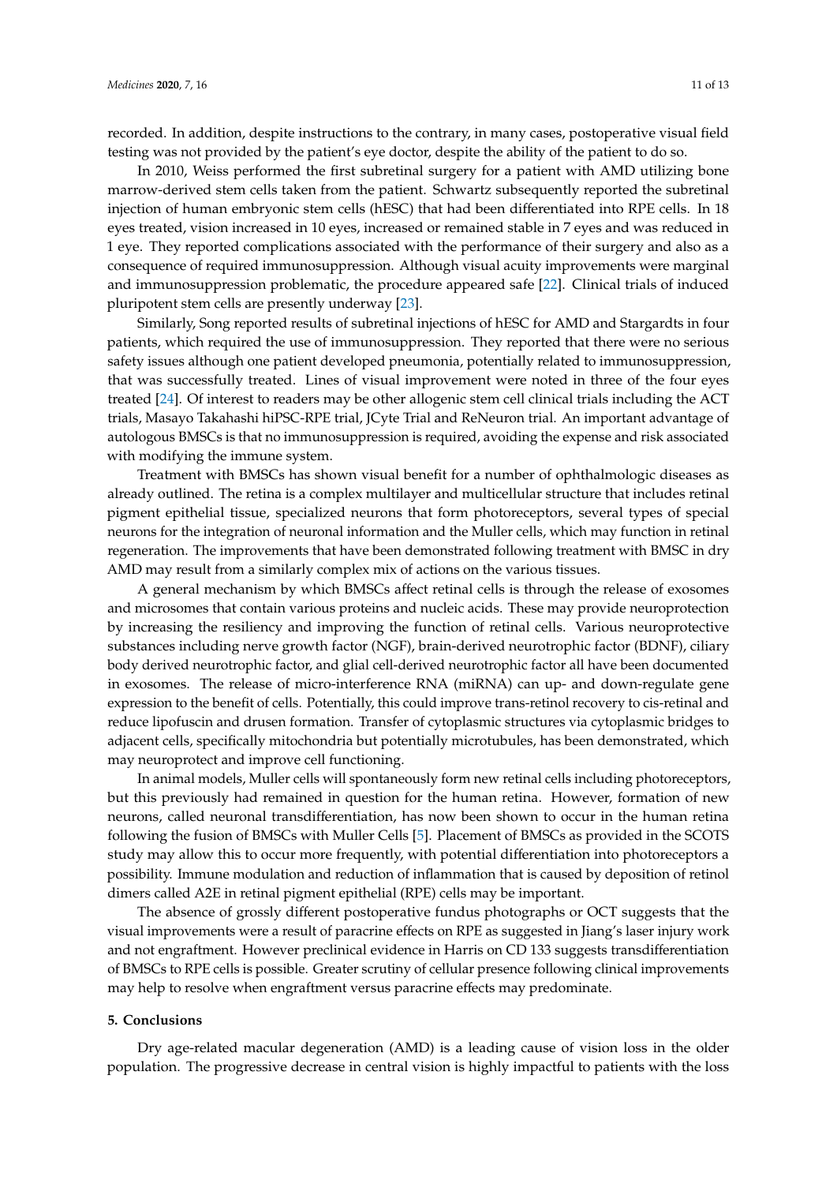recorded. In addition, despite instructions to the contrary, in many cases, postoperative visual field testing was not provided by the patient's eye doctor, despite the ability of the patient to do so.

In 2010, Weiss performed the first subretinal surgery for a patient with AMD utilizing bone marrow-derived stem cells taken from the patient. Schwartz subsequently reported the subretinal injection of human embryonic stem cells (hESC) that had been differentiated into RPE cells. In 18 eyes treated, vision increased in 10 eyes, increased or remained stable in 7 eyes and was reduced in 1 eye. They reported complications associated with the performance of their surgery and also as a consequence of required immunosuppression. Although visual acuity improvements were marginal and immunosuppression problematic, the procedure appeared safe [22]. Clinical trials of induced pluripotent stem cells are presently underway [23].

Similarly, Song reported results of subretinal injections of hESC for AMD and Stargardts in four patients, which required the use of immunosuppression. They reported that there were no serious safety issues although one patient developed pneumonia, potentially related to immunosuppression, that was successfully treated. Lines of visual improvement were noted in three of the four eyes treated [24]. Of interest to readers may be other allogenic stem cell clinical trials including the ACT trials, Masayo Takahashi hiPSC-RPE trial, JCyte Trial and ReNeuron trial. An important advantage of autologous BMSCs is that no immunosuppression is required, avoiding the expense and risk associated with modifying the immune system.

Treatment with BMSCs has shown visual benefit for a number of ophthalmologic diseases as already outlined. The retina is a complex multilayer and multicellular structure that includes retinal pigment epithelial tissue, specialized neurons that form photoreceptors, several types of special neurons for the integration of neuronal information and the Muller cells, which may function in retinal regeneration. The improvements that have been demonstrated following treatment with BMSC in dry AMD may result from a similarly complex mix of actions on the various tissues.

A general mechanism by which BMSCs affect retinal cells is through the release of exosomes and microsomes that contain various proteins and nucleic acids. These may provide neuroprotection by increasing the resiliency and improving the function of retinal cells. Various neuroprotective substances including nerve growth factor (NGF), brain-derived neurotrophic factor (BDNF), ciliary body derived neurotrophic factor, and glial cell-derived neurotrophic factor all have been documented in exosomes. The release of micro-interference RNA (miRNA) can up- and down-regulate gene expression to the benefit of cells. Potentially, this could improve trans-retinol recovery to cis-retinal and reduce lipofuscin and drusen formation. Transfer of cytoplasmic structures via cytoplasmic bridges to adjacent cells, specifically mitochondria but potentially microtubules, has been demonstrated, which may neuroprotect and improve cell functioning.

In animal models, Muller cells will spontaneously form new retinal cells including photoreceptors, but this previously had remained in question for the human retina. However, formation of new neurons, called neuronal transdifferentiation, has now been shown to occur in the human retina following the fusion of BMSCs with Muller Cells [5]. Placement of BMSCs as provided in the SCOTS study may allow this to occur more frequently, with potential differentiation into photoreceptors a possibility. Immune modulation and reduction of inflammation that is caused by deposition of retinol dimers called A2E in retinal pigment epithelial (RPE) cells may be important.

The absence of grossly different postoperative fundus photographs or OCT suggests that the visual improvements were a result of paracrine effects on RPE as suggested in Jiang's laser injury work and not engraftment. However preclinical evidence in Harris on CD 133 suggests transdifferentiation of BMSCs to RPE cells is possible. Greater scrutiny of cellular presence following clinical improvements may help to resolve when engraftment versus paracrine effects may predominate.

## 5. Conclusions

Dry age-related macular degeneration (AMD) is a leading cause of vision loss in the older population. The progressive decrease in central vision is highly impactful to patients with the loss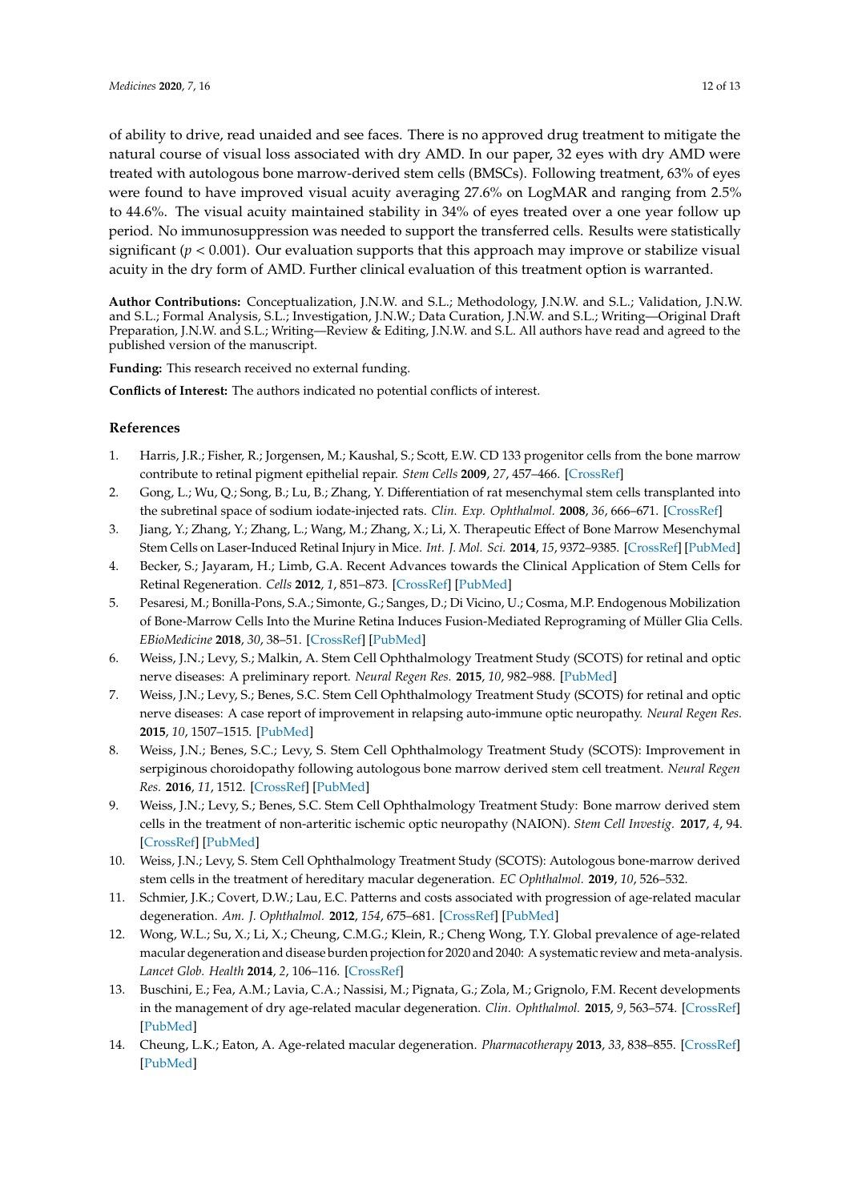of ability to drive, read unaided and see faces. There is no approved drug treatment to mitigate the natural course of visual loss associated with dry AMD. In our paper, 32 eyes with dry AMD were treated with autologous bone marrow-derived stem cells (BMSCs). Following treatment, 63% of eyes were found to have improved visual acuity averaging 27.6% on LogMAR and ranging from 2.5% to 44.6%. The visual acuity maintained stability in 34% of eyes treated over a one year follow up period. No immunosuppression was needed to support the transferred cells. Results were statistically significant ($p < 0.001$). Our evaluation supports that this approach may improve or stabilize visual acuity in the dry form of AMD. Further clinical evaluation of this treatment option is warranted.

**Author Contributions:** Conceptualization, J.N.W. and S.L.; Methodology, J.N.W. and S.L.; Validation, J.N.W. and S.L.; Formal Analysis, S.L.; Investigation, J.N.W.; Data Curation, J.N.W. and S.L.; Writing—Original Draft Preparation, J.N.W. and S.L.; Writing—Review & Editing, J.N.W. and S.L. All authors have read and agreed to the published version of the manuscript.

**Funding:** This research received no external funding.

**Conflicts of Interest:** The authors indicated no potential conflicts of interest.

## References

1. Harris, J.R.; Fisher, R.; Jorgensen, M.; Kaushal, S.; Scott, E.W. CD 133 progenitor cells from the bone marrow contribute to retinal pigment epithelial repair. *Stem Cells* **2009**, *27*, 457–466. [CrossRef]
2. Gong, L.; Wu, Q.; Song, B.; Lu, B.; Zhang, Y. Differentiation of rat mesenchymal stem cells transplanted into the subretinal space of sodium iodate-injected rats. *Clin. Exp. Ophthalmol.* **2008**, *36*, 666–671. [CrossRef]
3. Jiang, Y.; Zhang, Y.; Zhang, L.; Wang, M.; Zhang, X.; Li, X. Therapeutic Effect of Bone Marrow Mesenchymal Stem Cells on Laser-Induced Retinal Injury in Mice. *Int. J. Mol. Sci.* **2014**, *15*, 9372–9385. [CrossRef] [PubMed]
4. Becker, S.; Jayaram, H.; Limb, G.A. Recent Advances towards the Clinical Application of Stem Cells for Retinal Regeneration. *Cells* **2012**, *1*, 851–873. [CrossRef] [PubMed]
5. Pesaresi, M.; Bonilla-Pons, S.A.; Simonte, G.; Sanges, D.; Di Vicino, U.; Cosma, M.P. Endogenous Mobilization of Bone-Marrow Cells Into the Murine Retina Induces Fusion-Mediated Reprograming of Müller Glia Cells. *EBioMedicine* **2018**, *30*, 38–51. [CrossRef] [PubMed]
6. Weiss, J.N.; Levy, S.; Malkin, A. Stem Cell Ophthalmology Treatment Study (SCOTS) for retinal and optic nerve diseases: A preliminary report. *Neural Regen Res.* **2015**, *10*, 982–988. [PubMed]
7. Weiss, J.N.; Levy, S.; Benes, S.C. Stem Cell Ophthalmology Treatment Study (SCOTS) for retinal and optic nerve diseases: A case report of improvement in relapsing auto-immune optic neuropathy. *Neural Regen Res.* **2015**, *10*, 1507–1515. [PubMed]
8. Weiss, J.N.; Benes, S.C.; Levy, S. Stem Cell Ophthalmology Treatment Study (SCOTS): Improvement in serpiginous choroidopathy following autologous bone marrow derived stem cell treatment. *Neural Regen Res.* **2016**, *11*, 1512. [CrossRef] [PubMed]
9. Weiss, J.N.; Levy, S.; Benes, S.C. Stem Cell Ophthalmology Treatment Study: Bone marrow derived stem cells in the treatment of non-arteritic ischemic optic neuropathy (NAION). *Stem Cell Investig.* **2017**, *4*, 94. [CrossRef] [PubMed]
10. Weiss, J.N.; Levy, S. Stem Cell Ophthalmology Treatment Study (SCOTS): Autologous bone-marrow derived stem cells in the treatment of hereditary macular degeneration. *EC Ophthalmol.* **2019**, *10*, 526–532.
11. Schmier, J.K.; Covert, D.W.; Lau, E.C. Patterns and costs associated with progression of age-related macular degeneration. *Am. J. Ophthalmol.* **2012**, *154*, 675–681. [CrossRef] [PubMed]
12. Wong, W.L.; Su, X.; Li, X.; Cheung, C.M.G.; Klein, R.; Cheng Wong, T.Y. Global prevalence of age-related macular degeneration and disease burden projection for 2020 and 2040: A systematic review and meta-analysis. *Lancet Glob. Health* **2014**, *2*, 106–116. [CrossRef]
13. Buschini, E.; Fea, A.M.; Lavia, C.A.; Nassisi, M.; Pignata, G.; Zola, M.; Grignolo, F.M. Recent developments in the management of dry age-related macular degeneration. *Clin. Ophthalmol.* **2015**, *9*, 563–574. [CrossRef] [PubMed]
14. Cheung, L.K.; Eaton, A. Age-related macular degeneration. *Pharmacotherapy* **2013**, *33*, 838–855. [CrossRef] [PubMed]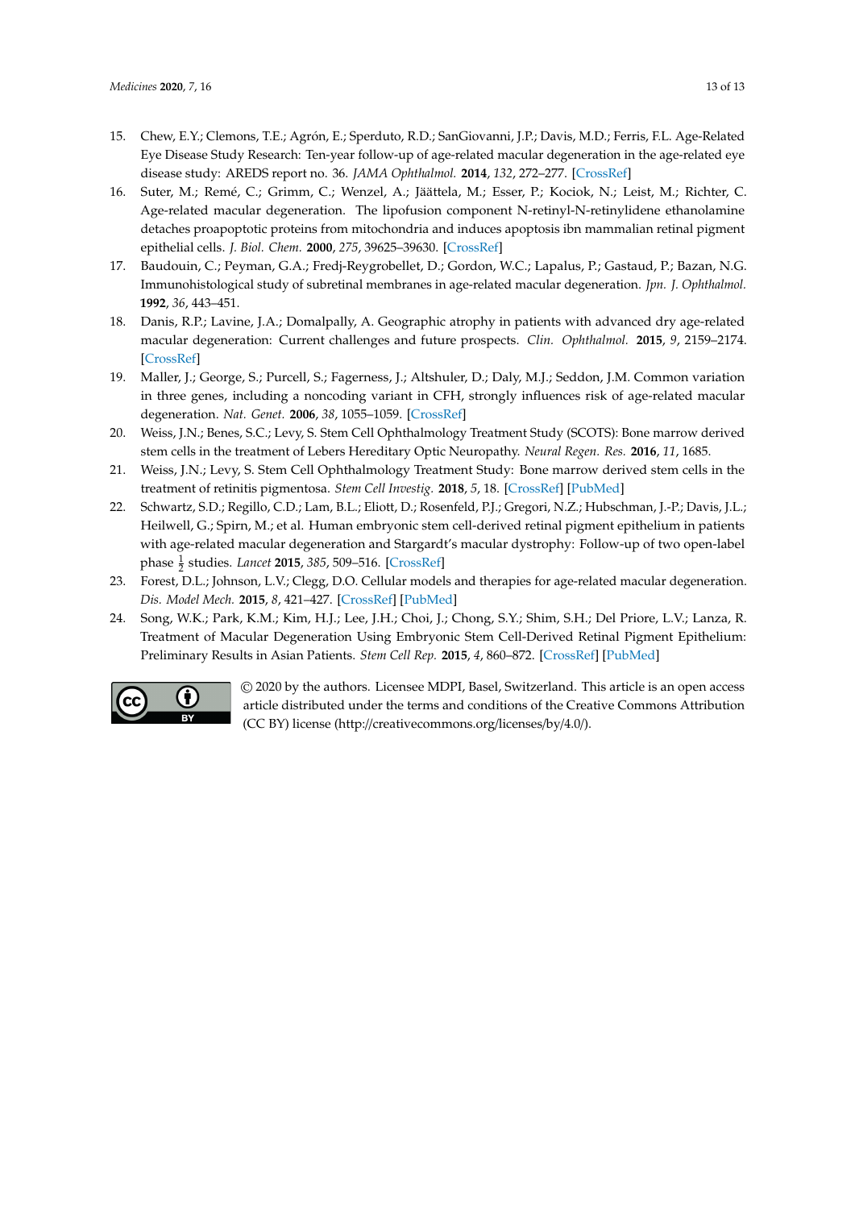15. Chew, E.Y.; Clemons, T.E.; Agrón, E.; Sperduto, R.D.; SanGiovanni, J.P.; Davis, M.D.; Ferris, F.L. Age-Related Eye Disease Study Research: Ten-year follow-up of age-related macular degeneration in the age-related eye disease study: AREDS report no. 36. *JAMA Ophthalmol.* **2014**, *132*, 272–277. [CrossRef]
16. Suter, M.; Remé, C.; Grimm, C.; Wenzel, A.; Jäättela, M.; Esser, P.; Kociok, N.; Leist, M.; Richter, C. Age-related macular degeneration. The lipofusion component N-retinyl-N-retinylidene ethanolamine detaches proapoptotic proteins from mitochondria and induces apoptosis ibn mammalian retinal pigment epithelial cells. *J. Biol. Chem.* **2000**, *275*, 39625–39630. [CrossRef]
17. Baudouin, C.; Peyman, G.A.; Fredj-Reygrobellet, D.; Gordon, W.C.; Lapalus, P.; Gastaud, P.; Bazan, N.G. Immunohistological study of subretinal membranes in age-related macular degeneration. *Jpn. J. Ophthalmol.* **1992**, *36*, 443–451.
18. Danis, R.P.; Lavine, J.A.; Domalpally, A. Geographic atrophy in patients with advanced dry age-related macular degeneration: Current challenges and future prospects. *Clin. Ophthalmol.* **2015**, *9*, 2159–2174. [CrossRef]
19. Maller, J.; George, S.; Purcell, S.; Fagerness, J.; Altshuler, D.; Daly, M.J.; Seddon, J.M. Common variation in three genes, including a noncoding variant in CFH, strongly influences risk of age-related macular degeneration. *Nat. Genet.* **2006**, *38*, 1055–1059. [CrossRef]
20. Weiss, J.N.; Benes, S.C.; Levy, S. Stem Cell Ophthalmology Treatment Study (SCOTS): Bone marrow derived stem cells in the treatment of Lebers Hereditary Optic Neuropathy. *Neural Regen. Res.* **2016**, *11*, 1685.
21. Weiss, J.N.; Levy, S. Stem Cell Ophthalmology Treatment Study: Bone marrow derived stem cells in the treatment of retinitis pigmentosa. *Stem Cell Investig.* **2018**, *5*, 18. [CrossRef] [PubMed]
22. Schwartz, S.D.; Regillo, C.D.; Lam, B.L.; Eliott, D.; Rosenfeld, P.J.; Gregori, N.Z.; Hubschman, J.-P.; Davis, J.L.; Heilwell, G.; Spirn, M.; et al. Human embryonic stem cell-derived retinal pigment epithelium in patients with age-related macular degeneration and Stargardt's macular dystrophy: Follow-up of two open-label phase $\frac{1}{2}$ studies. *Lancet* **2015**, *385*, 509–516. [CrossRef]
23. Forest, D.L.; Johnson, L.V.; Clegg, D.O. Cellular models and therapies for age-related macular degeneration. *Dis. Model Mech.* **2015**, *8*, 421–427. [CrossRef] [PubMed]
24. Song, W.K.; Park, K.M.; Kim, H.J.; Lee, J.H.; Choi, J.; Chong, S.Y.; Shim, S.H.; Del Priore, L.V.; Lanza, R. Treatment of Macular Degeneration Using Embryonic Stem Cell-Derived Retinal Pigment Epithelium: Preliminary Results in Asian Patients. *Stem Cell Rep.* **2015**, *4*, 860–872. [CrossRef] [PubMed]

© 2020 by the authors. Licensee MDPI, Basel, Switzerland. This article is an open access article distributed under the terms and conditions of the Creative Commons Attribution (CC BY) license (http://creativecommons.org/licenses/by/4.0/).